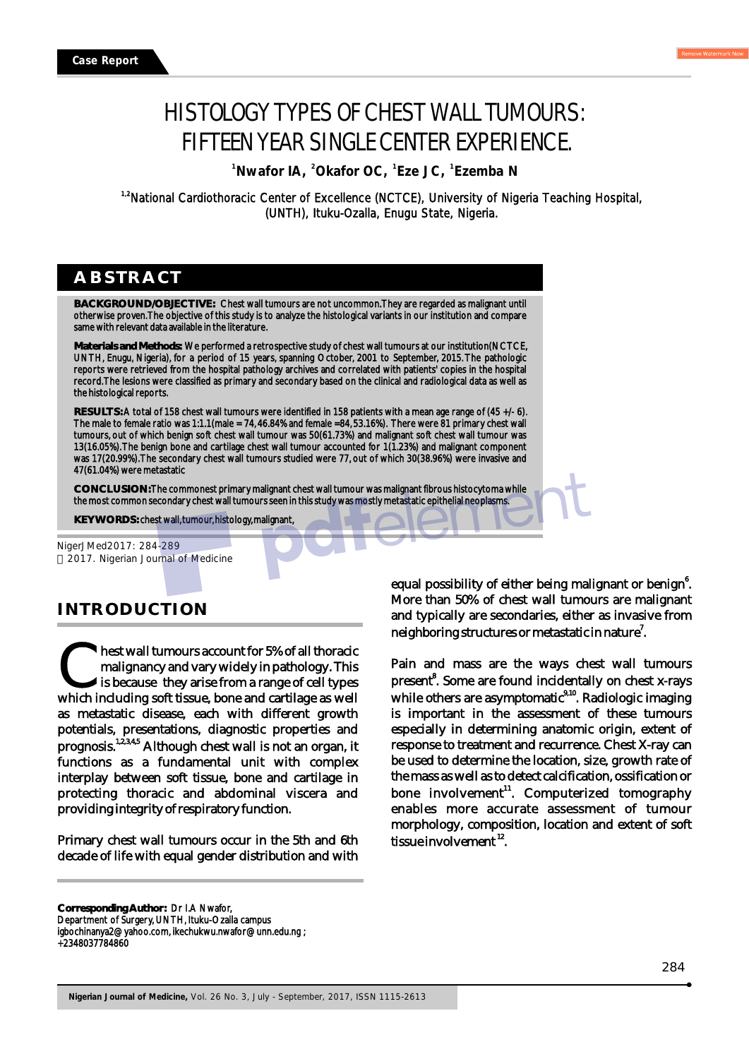Case Report

# HISTOLOGY TYPES OF CHEST WALL TUMOURS: FIFTEEN YEAR SINGLE CENTER EXPERIENCE.

[1]Nwafor IA, [2]Okafor OC, [1]Eze JC, [1]Ezemba N

[1,2]National Cardiothoracic Center of Excellence (NCTCE), University of Nigeria Teaching Hospital, (UNTH), Ituku-Ozalla, Enugu State, Nigeria.

## ABSTRACT

**BACKGROUND/OBJECTIVE:** Chest wall tumours are not uncommon.They are regarded as malignant until otherwise proven.The objective of this study is to analyze the histological variants in our institution and compare same with relevant data available in the literature.

**Materials and Methods:** We performed a retrospective study of chest wall tumours at our institution(NCTCE, UNTH, Enugu, Nigeria), for a period of 15 years, spanning October, 2001 to September, 2015.The pathologic reports were retrieved from the hospital pathology archives and correlated with patients' copies in the hospital record.The lesions were classified as primary and secondary based on the clinical and radiological data as well as the histological reports.

**RESULTS:** A total of 158 chest wall tumours were identified in 158 patients with a mean age range of (45 +/- 6). The male to female ratio was 1:1.1(male = 74, 46.84% and female =84, 53.16%). There were 81 primary chest wall tumours, out of which benign soft chest wall tumour was 50(61.73%) and malignant soft chest wall tumour was 13(16.05%).The benign bone and cartilage chest wall tumour accounted for 1(1.23%) and malignant component was 17(20.99%).The secondary chest wall tumours studied were 77, out of which 30(38.96%) were invasive and 47(61.04%) were metastatic

**CONCLUSION:** The commonest primary malignant chest wall tumour was malignant fibrous histocytoma while the most common secondary chest wall tumours seen in this study was mostly metastatic epithelial neoplasms.

**KEYWORDS:** chest wall, tumour, histology, malignant,

NigerJMed2017: 284-289
© 2017. Nigerian Journal of Medicine

## INTRODUCTION

Chest wall tumours account for 5% of all thoracic malignancy and vary widely in pathology. This is because they arise from a range of cell types which including soft tissue, bone and cartilage as well as metastatic disease, each with different growth potentials, presentations, diagnostic properties and prognosis.[1,2,3,4,5] Although chest wall is not an organ, it functions as a fundamental unit with complex interplay between soft tissue, bone and cartilage in protecting thoracic and abdominal viscera and providing integrity of respiratory function.

Primary chest wall tumours occur in the 5th and 6th decade of life with equal gender distribution and with equal possibility of either being malignant or benign[6]. More than 50% of chest wall tumours are malignant and typically are secondaries, either as invasive from neighboring structures or metastatic in nature[7].

Pain and mass are the ways chest wall tumours present[8]. Some are found incidentally on chest x-rays while others are asymptomatic[9,10]. Radiologic imaging is important in the assessment of these tumours especially in determining anatomic origin, extent of response to treatment and recurrence. Chest X-ray can be used to determine the location, size, growth rate of the mass as well as to detect calcification, ossification or bone involvement[11]. Computerized tomography enables more accurate assessment of tumour morphology, composition, location and extent of soft tissue involvement[12].

**Corresponding Author:** Dr I.A Nwafor,
Department of Surgery, UNTH, Ituku-Ozalla campus
igbochinanya2@yahoo.com, ikechukwu.nwafor@unn.edu.ng ;
+2348037784860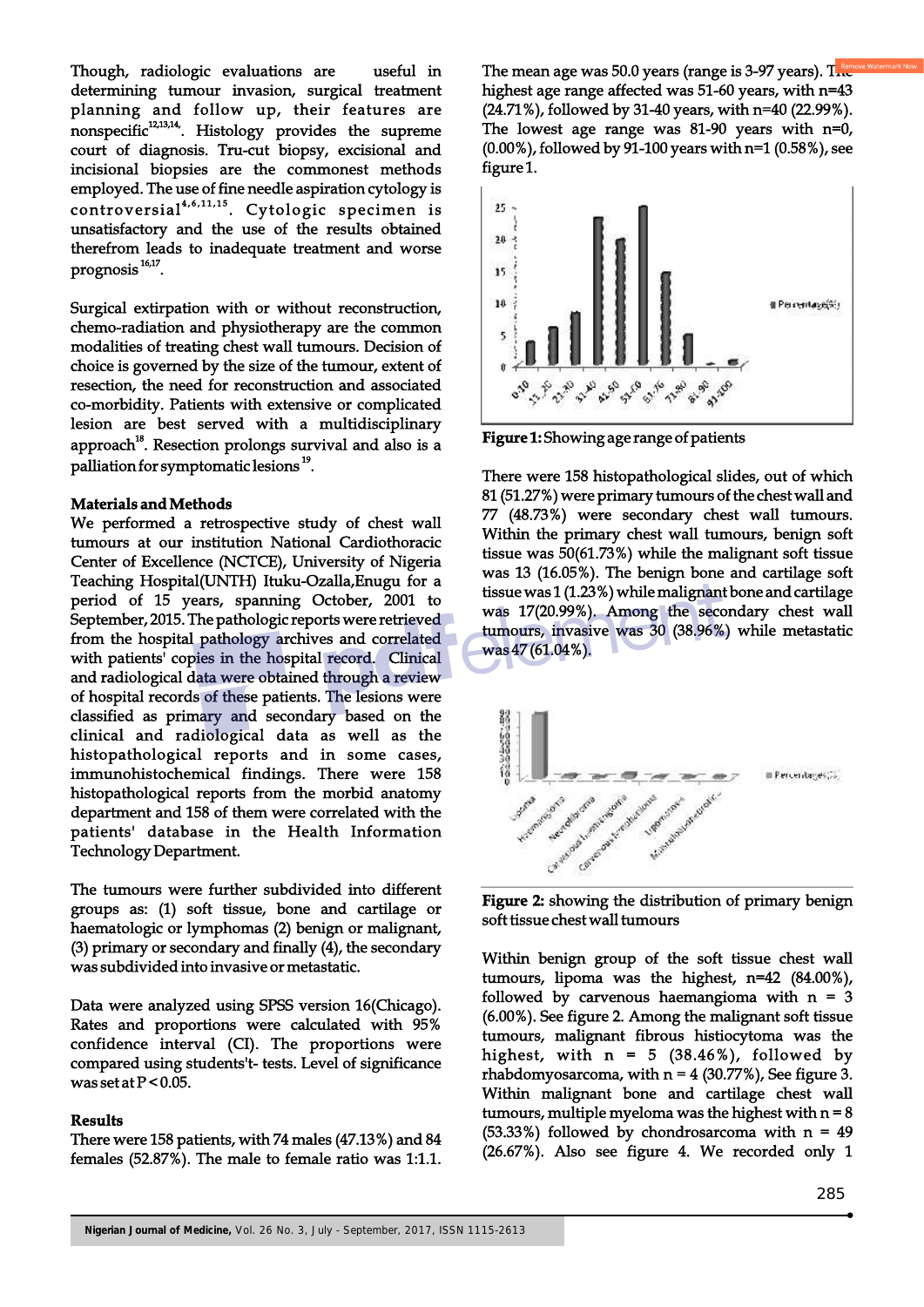Though, radiologic evaluations are useful in determining tumour invasion, surgical treatment planning and follow up, their features are nonspecific[12,13,14]. Histology provides the supreme court of diagnosis. Tru-cut biopsy, excisional and incisional biopsies are the commonest methods employed. The use of fine needle aspiration cytology is controversial[4,6,11,15]. Cytologic specimen is unsatisfactory and the use of the results obtained therefrom leads to inadequate treatment and worse prognosis[16,17].

Surgical extirpation with or without reconstruction, chemo-radiation and physiotherapy are the common modalities of treating chest wall tumours. Decision of choice is governed by the size of the tumour, extent of resection, the need for reconstruction and associated co-morbidity. Patients with extensive or complicated lesion are best served with a multidisciplinary approach[18]. Resection prolongs survival and also is a palliation for symptomatic lesions[19].

**Materials and Methods**

We performed a retrospective study of chest wall tumours at our institution National Cardiothoracic Center of Excellence (NCTCE), University of Nigeria Teaching Hospital(UNTH) Ituku-Ozalla,Enugu for a period of 15 years, spanning October, 2001 to September, 2015. The pathologic reports were retrieved from the hospital pathology archives and correlated with patients' copies in the hospital record. Clinical and radiological data were obtained through a review of hospital records of these patients. The lesions were classified as primary and secondary based on the clinical and radiological data as well as the histopathological reports and in some cases, immunohistochemical findings. There were 158 histopathological reports from the morbid anatomy department and 158 of them were correlated with the patients' database in the Health Information Technology Department.

The tumours were further subdivided into different groups as: (1) soft tissue, bone and cartilage or haematologic or lymphomas (2) benign or malignant, (3) primary or secondary and finally (4), the secondary was subdivided into invasive or metastatic.

Data were analyzed using SPSS version 16(Chicago). Rates and proportions were calculated with 95% confidence interval (CI). The proportions were compared using students't- tests. Level of significance was set at $P < 0.05$.

**Results**

There were 158 patients, with 74 males (47.13%) and 84 females (52.87%). The male to female ratio was 1:1.1. The mean age was 50.0 years (range is 3-97 years). The highest age range affected was 51-60 years, with n=43 (24.71%), followed by 31-40 years, with n=40 (22.99%). The lowest age range was 81-90 years with n=0, (0.00%), followed by 91-100 years with n=1 (0.58%), see figure 1.

**Figure 1:** Showing age range of patients

There were 158 histopathological slides, out of which 81 (51.27%) were primary tumours of the chest wall and 77 (48.73%) were secondary chest wall tumours. Within the primary chest wall tumours, benign soft tissue was 50(61.73%) while the malignant soft tissue was 13 (16.05%). The benign bone and cartilage soft tissue was 1 (1.23%) while malignant bone and cartilage was 17(20.99%). Among the secondary chest wall tumours, invasive was 30 (38.96%) while metastatic was 47 (61.04%).

**Figure 2:** showing the distribution of primary benign soft tissue chest wall tumours

Within benign group of the soft tissue chest wall tumours, lipoma was the highest, n=42 (84.00%), followed by carvenous haemangioma with n = 3 (6.00%). See figure 2. Among the malignant soft tissue tumours, malignant fibrous histiocytoma was the highest, with n = 5 (38.46%), followed by rhabdomyosarcoma, with n = 4 (30.77%), See figure 3. Within malignant bone and cartilage chest wall tumours, multiple myeloma was the highest with n = 8 (53.33%) followed by chondrosarcoma with n = 49 (26.67%). Also see figure 4. We recorded only 1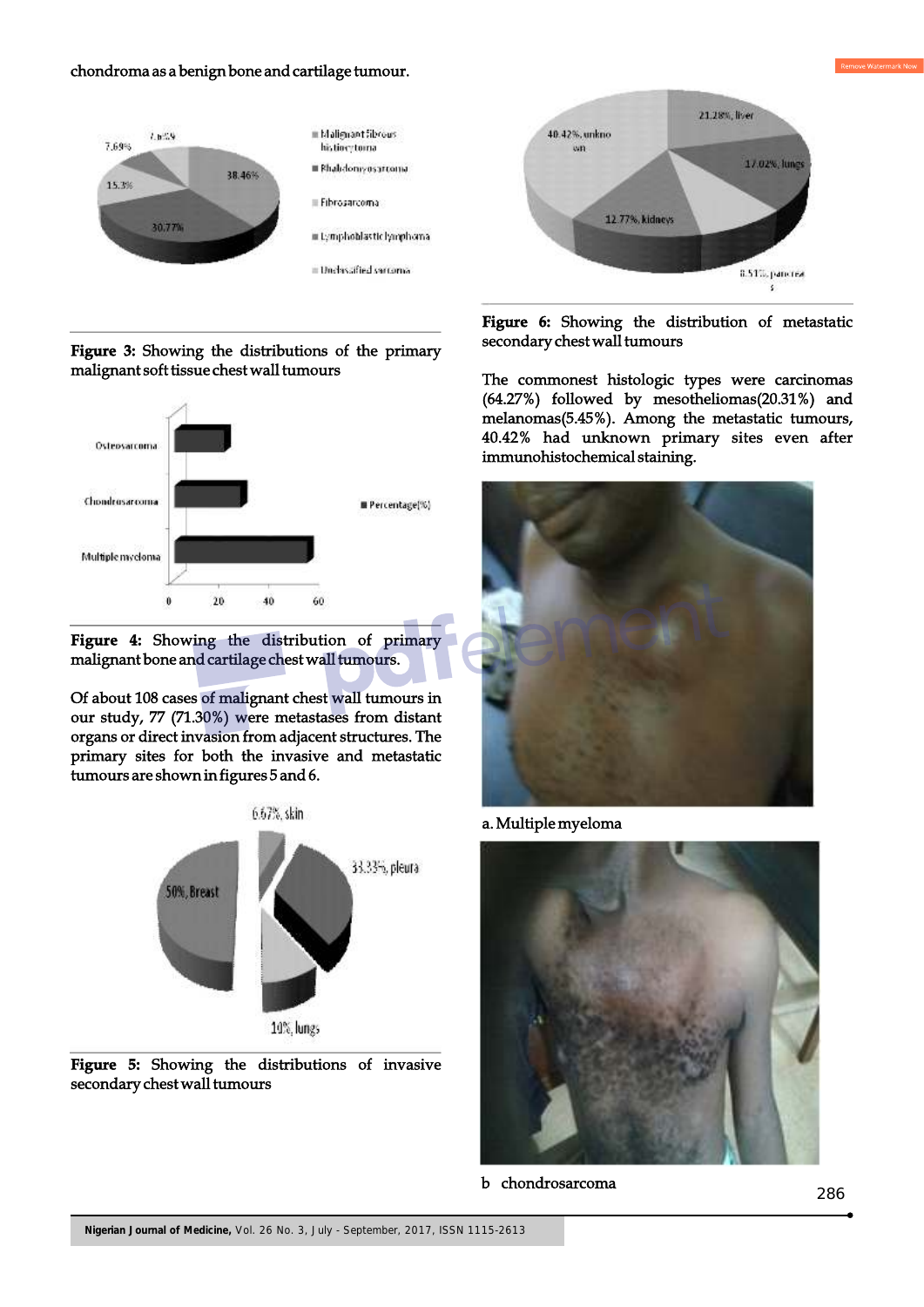chondroma as a benign bone and cartilage tumour.

Figure 3: Showing the distributions of the primary malignant soft tissue chest wall tumours

Figure 4: Showing the distribution of primary malignant bone and cartilage chest wall tumours.

Of about 108 cases of malignant chest wall tumours in our study, 77 (71.30%) were metastases from distant organs or direct invasion from adjacent structures. The primary sites for both the invasive and metastatic tumours are shown in figures 5 and 6.

Figure 5: Showing the distributions of invasive secondary chest wall tumours

Figure 6: Showing the distribution of metastatic secondary chest wall tumours

The commonest histologic types were carcinomas (64.27%) followed by mesotheliomas(20.31%) and melanomas(5.45%). Among the metastatic tumours, 40.42% had unknown primary sites even after immunohistochemical staining.

a. Multiple myeloma

b chondrosarcoma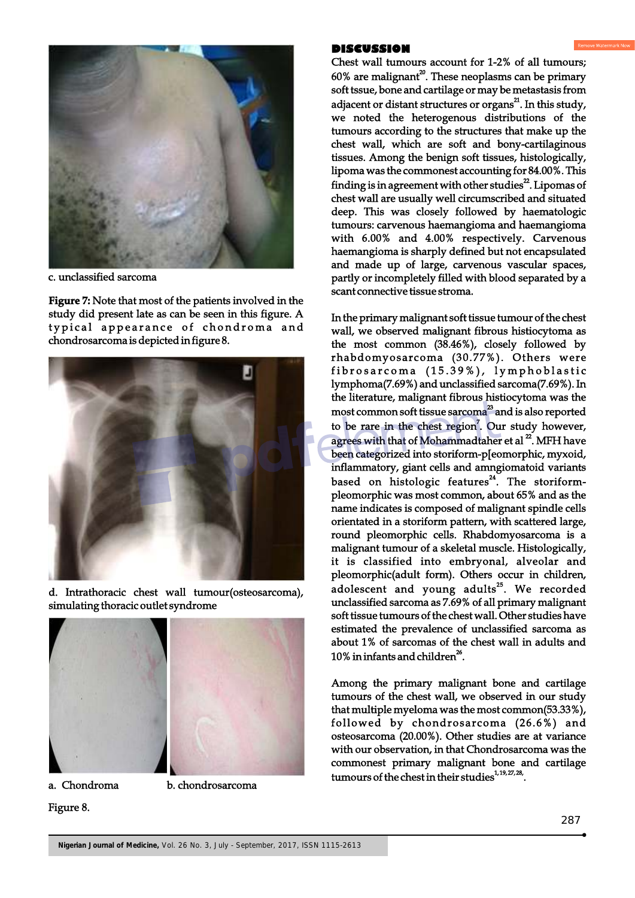c. unclassified sarcoma

**Figure 7:** Note that most of the patients involved in the study did present late as can be seen in this figure. A typical appearance of chondroma and chondrosarcoma is depicted in figure 8.

d. Intrathoracic chest wall tumour(osteosarcoma), simulating thoracic outlet syndrome

a. Chondroma    b. chondrosarcoma

Figure 8.

## DISCUSSION

Chest wall tumours account for 1-2% of all tumours; 60% are malignant[20]. These neoplasms can be primary soft tssue, bone and cartilage or may be metastasis from adjacent or distant structures or organs[21]. In this study, we noted the heterogenous distributions of the tumours according to the structures that make up the chest wall, which are soft and bony-cartilaginous tissues. Among the benign soft tissues, histologically, lipoma was the commonest accounting for 84.00%. This finding is in agreement with other studies[22]. Lipomas of chest wall are usually well circumscribed and situated deep. This was closely followed by haematologic tumours: carvenous haemangioma and haemangioma with 6.00% and 4.00% respectively. Carvenous haemangioma is sharply defined but not encapsulated and made up of large, carvenous vascular spaces, partly or incompletely filled with blood separated by a scant connective tissue stroma.

In the primary malignant soft tissue tumour of the chest wall, we observed malignant fibrous histiocytoma as the most common (38.46%), closely followed by rhabdomyosarcoma (30.77%). Others were fibrosarcoma (15.39%), lymphoblastic lymphoma(7.69%) and unclassified sarcoma(7.69%). In the literature, malignant fibrous histiocytoma was the most common soft tissue sarcoma[23] and is also reported to be rare in the chest region[7]. Our study however, agrees with that of Mohammadtaher et al [22]. MFH have been categorized into storiform-p[eomorphic, myxoid, inflammatory, giant cells and amngiomatoid variants based on histologic features[24]. The storiform-pleomorphic was most common, about 65% and as the name indicates is composed of malignant spindle cells orientated in a storiform pattern, with scattered large, round pleomorphic cells. Rhabdomyosarcoma is a malignant tumour of a skeletal muscle. Histologically, it is classified into embryonal, alveolar and pleomorphic(adult form). Others occur in children, adolescent and young adults[25]. We recorded unclassified sarcoma as 7.69% of all primary malignant soft tissue tumours of the chest wall. Other studies have estimated the prevalence of unclassified sarcoma as about 1% of sarcomas of the chest wall in adults and 10% in infants and children[26].

Among the primary malignant bone and cartilage tumours of the chest wall, we observed in our study that multiple myeloma was the most common(53.33%), followed by chondrosarcoma (26.6%) and osteosarcoma (20.00%). Other studies are at variance with our observation, in that Chondrosarcoma was the commonest primary malignant bone and cartilage tumours of the chest in their studies[1,19,27,28].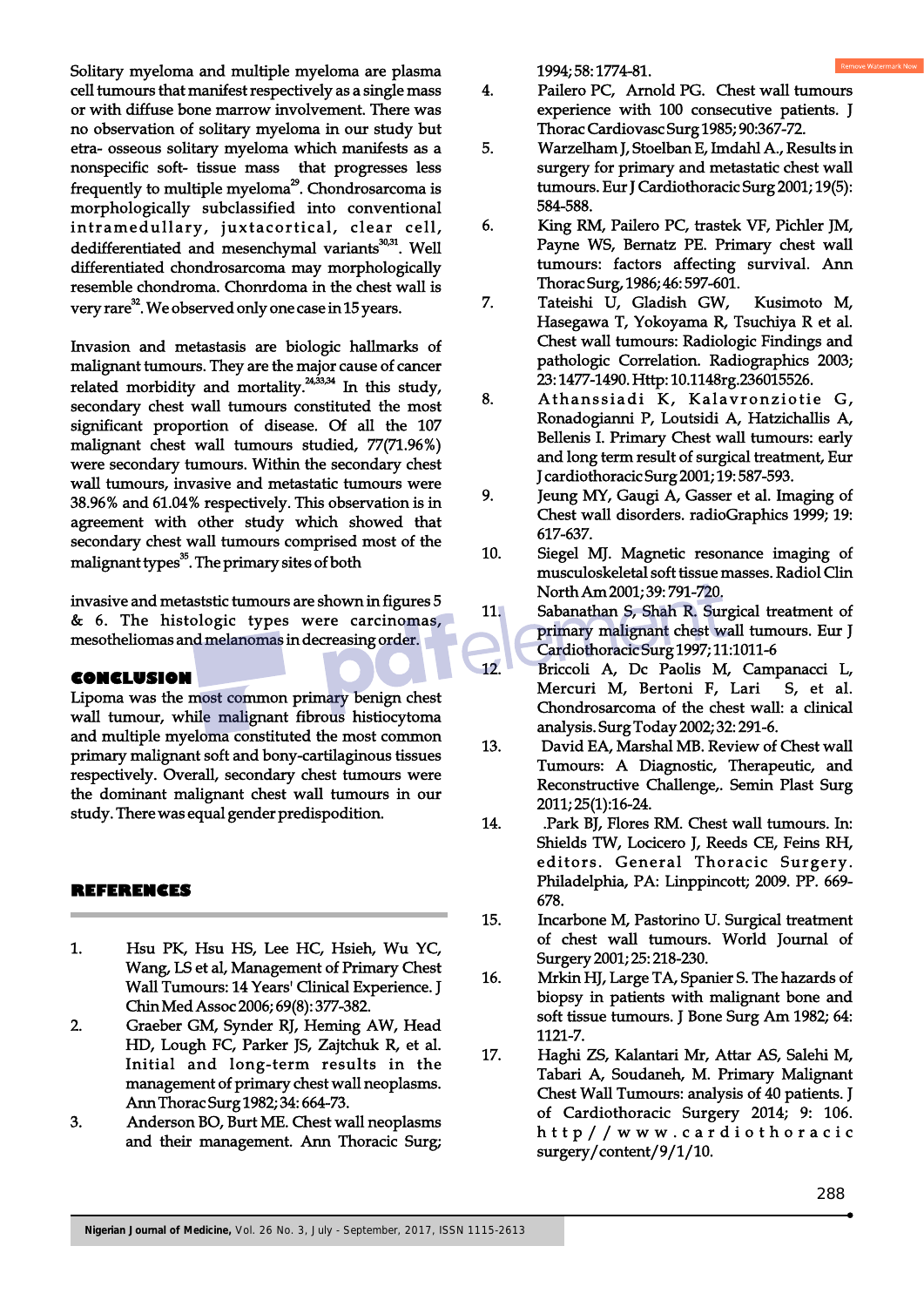Solitary myeloma and multiple myeloma are plasma cell tumours that manifest respectively as a single mass or with diffuse bone marrow involvement. There was no observation of solitary myeloma in our study but etra- osseous solitary myeloma which manifests as a nonspecific soft- tissue mass that progresses less frequently to multiple myeloma[29]. Chondrosarcoma is morphologically subclassified into conventional intramedullary, juxtacortical, clear cell, dedifferentiated and mesenchymal variants[30,31]. Well differentiated chondrosarcoma may morphologically resemble chondroma. Chonrdoma in the chest wall is very rare[32]. We observed only one case in 15 years.

Invasion and metastasis are biologic hallmarks of malignant tumours. They are the major cause of cancer related morbidity and mortality.[24,33,34] In this study, secondary chest wall tumours constituted the most significant proportion of disease. Of all the 107 malignant chest wall tumours studied, 77(71.96%) were secondary tumours. Within the secondary chest wall tumours, invasive and metastatic tumours were 38.96% and 61.04% respectively. This observation is in agreement with other study which showed that secondary chest wall tumours comprised most of the malignant types[35]. The primary sites of both

invasive and metaststic tumours are shown in figures 5 & 6. The histologic types were carcinomas, mesotheliomas and melanomas in decreasing order.

## CONCLUSION

Lipoma was the most common primary benign chest wall tumour, while malignant fibrous histiocytoma and multiple myeloma constituted the most common primary malignant soft and bony-cartilaginous tissues respectively. Overall, secondary chest tumours were the dominant malignant chest wall tumours in our study. There was equal gender predispodition.

## REFERENCES

1. Hsu PK, Hsu HS, Lee HC, Hsieh, Wu YC, Wang, LS et al, Management of Primary Chest Wall Tumours: 14 Years' Clinical Experience. J Chin Med Assoc 2006; 69(8): 377-382.
2. Graeber GM, Synder RJ, Heming AW, Head HD, Lough FC, Parker JS, Zajtchuk R, et al. Initial and long-term results in the management of primary chest wall neoplasms. Ann Thorac Surg 1982; 34: 664-73.
3. Anderson BO, Burt ME. Chest wall neoplasms and their management. Ann Thoracic Surg; 1994; 58: 1774-81.
4. Pailero PC, Arnold PG. Chest wall tumours experience with 100 consecutive patients. J Thorac Cardiovasc Surg 1985; 90:367-72.
5. Warzelham J, Stoelban E, Imdahl A., Results in surgery for primary and metastatic chest wall tumours. Eur J Cardiothoracic Surg 2001; 19(5): 584-588.
6. King RM, Pailero PC, trastek VF, Pichler JM, Payne WS, Bernatz PE. Primary chest wall tumours: factors affecting survival. Ann Thorac Surg, 1986; 46: 597-601.
7. Tateishi U, Gladish GW, Kusimoto M, Hasegawa T, Yokoyama R, Tsuchiya R et al. Chest wall tumours: Radiologic Findings and pathologic Correlation. Radiographics 2003; 23: 1477-1490. Http: 10.1148rg.236015526.
8. Athanssiadi K, Kalavronziotie G, Ronadogianni P, Loutsidi A, Hatzichallis A, Bellenis I. Primary Chest wall tumours: early and long term result of surgical treatment, Eur J cardiothoracic Surg 2001; 19: 587-593.
9. Jeung MY, Gaugi A, Gasser et al. Imaging of Chest wall disorders. radioGraphics 1999; 19: 617-637.
10. Siegel MJ. Magnetic resonance imaging of musculoskeletal soft tissue masses. Radiol Clin North Am 2001; 39: 791-720.
11. Sabanathan S, Shah R. Surgical treatment of primary malignant chest wall tumours. Eur J Cardiothoracic Surg 1997; 11:1011-6
12. Briccoli A, Dc Paolis M, Campanacci L, Mercuri M, Bertoni F, Lari S, et al. Chondrosarcoma of the chest wall: a clinical analysis. Surg Today 2002; 32: 291-6.
13. David EA, Marshal MB. Review of Chest wall Tumours: A Diagnostic, Therapeutic, and Reconstructive Challenge,. Semin Plast Surg 2011; 25(1):16-24.
14. .Park BJ, Flores RM. Chest wall tumours. In: Shields TW, Locicero J, Reeds CE, Feins RH, editors. General Thoracic Surgery. Philadelphia, PA: Linppincott; 2009. PP. 669-678.
15. Incarbone M, Pastorino U. Surgical treatment of chest wall tumours. World Journal of Surgery 2001; 25: 218-230.
16. Mrkin HJ, Large TA, Spanier S. The hazards of biopsy in patients with malignant bone and soft tissue tumours. J Bone Surg Am 1982; 64: 1121-7.
17. Haghi ZS, Kalantari Mr, Attar AS, Salehi M, Tabari A, Soudaneh, M. Primary Malignant Chest Wall Tumours: analysis of 40 patients. J of Cardiothoracic Surgery 2014; 9: 106. http//www.cardiothoracic surgery/content/9/1/10.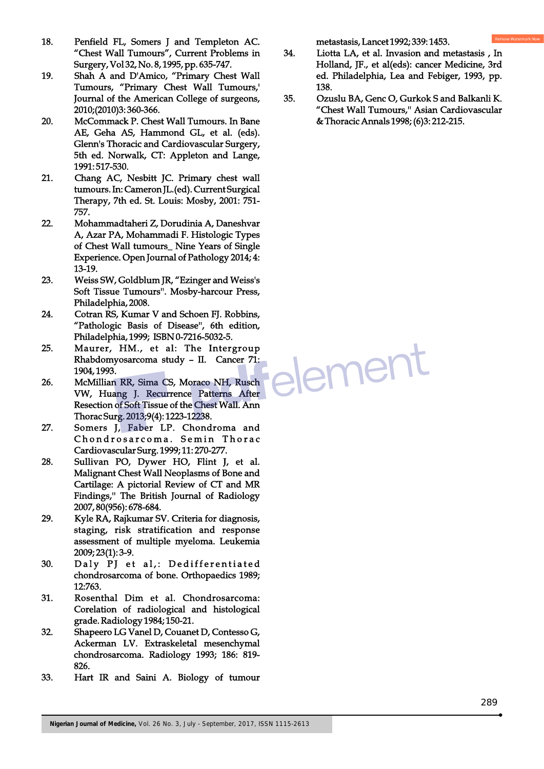18. Penfield FL, Somers J and Templeton AC. “Chest Wall Tumours”, Current Problems in Surgery, Vol 32, No. 8, 1995, pp. 635-747.
19. Shah A and D'Amico, “Primary Chest Wall Tumours, “Primary Chest Wall Tumours,' Journal of the American College of surgeons, 2010;(2010)3: 360-366.
20. McCommack P. Chest Wall Tumours. In Bane AE, Geha AS, Hammond GL, et al. (eds). Glenn's Thoracic and Cardiovascular Surgery, 5th ed. Norwalk, CT: Appleton and Lange, 1991: 517-530.
21. Chang AC, Nesbitt JC. Primary chest wall tumours. In: Cameron JL.(ed). Current Surgical Therapy, 7th ed. St. Louis: Mosby, 2001: 751-757.
22. Mohammadtaheri Z, Dorudinia A, Daneshvar A, Azar PA, Mohammadi F. Histologic Types of Chest Wall tumours_ Nine Years of Single Experience. Open Journal of Pathology 2014; 4: 13-19.
23. Weiss SW, Goldblum JR, “Ezinger and Weiss's Soft Tissue Tumours". Mosby-harcour Press, Philadelphia, 2008.
24. Cotran RS, Kumar V and Schoen FJ. Robbins, “Pathologic Basis of Disease", 6th edition, Philadelphia, 1999; ISBN 0-7216-5032-5.
25. Maurer, HM., et al: The Intergroup Rhabdomyosarcoma study – II. Cancer 71: 1904, 1993.
26. McMillian RR, Sima CS, Moraco NH, Rusch VW, Huang J. Recurrence Patterns After Resection of Soft Tissue of the Chest Wall. Ann Thorac Surg. 2013;9(4): 1223-12238.
27. Somers J, Faber LP. Chondroma and Chondrosarcoma. Semin Thorac Cardiovascular Surg. 1999; 11: 270-277.
28. Sullivan PO, Dywer HO, Flint J, et al. Malignant Chest Wall Neoplasms of Bone and Cartilage: A pictorial Review of CT and MR Findings," The British Journal of Radiology 2007, 80(956): 678-684.
29. Kyle RA, Rajkumar SV. Criteria for diagnosis, staging, risk stratification and response assessment of multiple myeloma. Leukemia 2009; 23(1): 3-9.
30. Daly PJ et al,: Dedifferentiated chondrosarcoma of bone. Orthopaedics 1989; 12:763.
31. Rosenthal Dim et al. Chondrosarcoma: Corelation of radiological and histological grade. Radiology 1984; 150-21.
32. Shapeero LG Vanel D, Couanet D, Contesso G, Ackerman LV. Extraskeletal mesenchymal chondrosarcoma. Radiology 1993; 186: 819-826.
33. Hart IR and Saini A. Biology of tumour metastasis, Lancet 1992; 339: 1453.
34. Liotta LA, et al. Invasion and metastasis , In Holland, JF., et al(eds): cancer Medicine, 3rd ed. Philadelphia, Lea and Febiger, 1993, pp. 138.
35. Ozuslu BA, Genc O, Gurkok S and Balkanli K. “Chest Wall Tumours," Asian Cardiovascular & Thoracic Annals 1998; (6)3: 212-215.